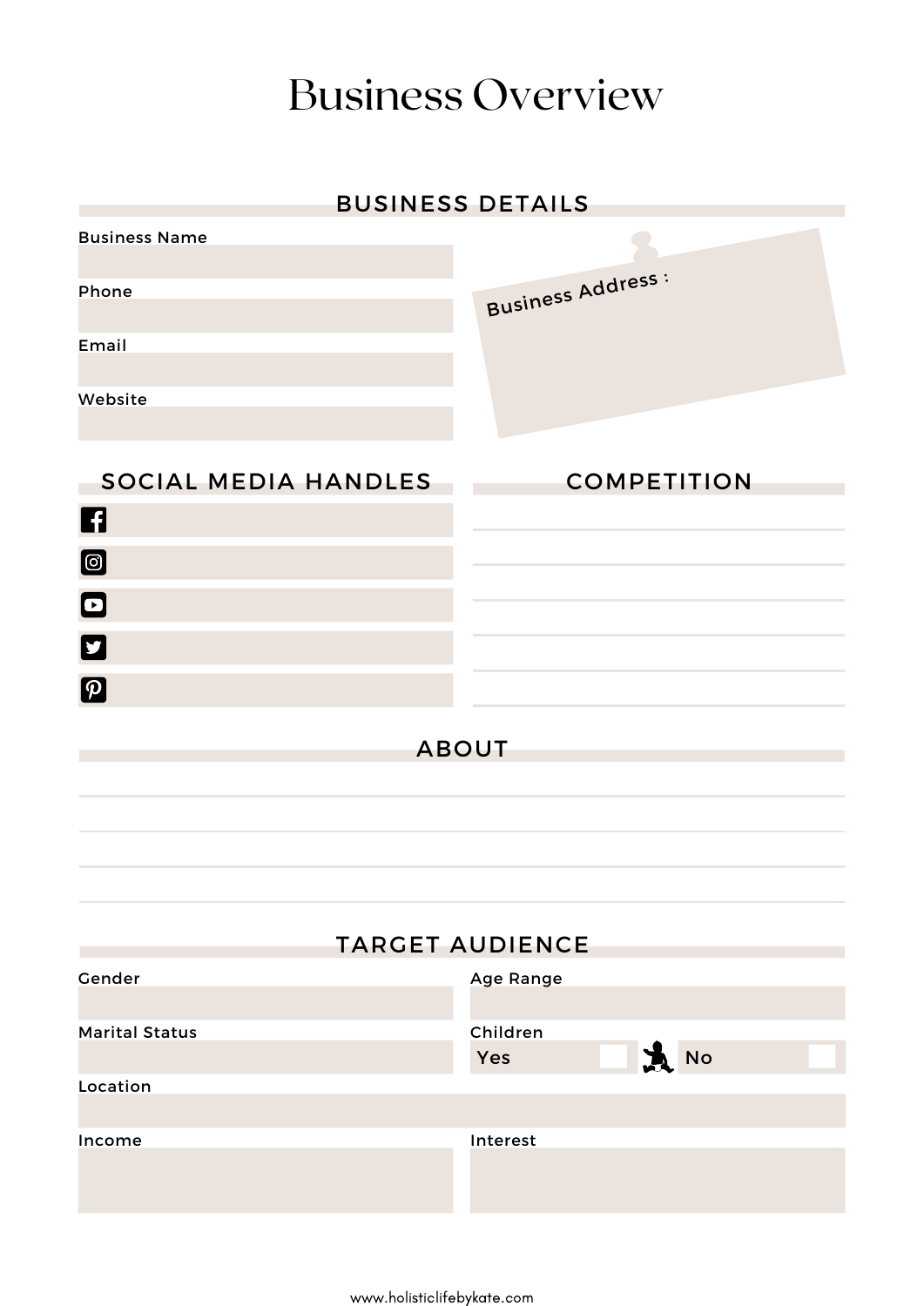# Business Overview

## BUSINESS DETAILS

Business Name

Phone

Email

Website

Business Address :

## SOCIAL MEDIA HANDLES

## COMPETITION

## ABOUT

## TARGET AUDIENCE

Gender

Age Range

Marital Status

Children

Yes

No

Location

Income

Interest

www.holisticlifebykate.com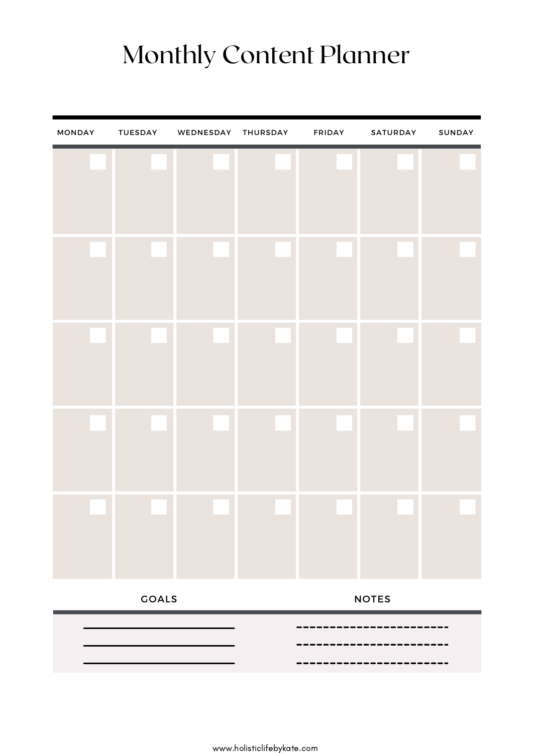# Monthly Content Planner

| MONDAY | TUESDAY | WEDNESDAY | THURSDAY | FRIDAY | SATURDAY | SUNDAY |
|---|---|---|---|---|---|---|
| | | | | | | |
| | | | | | | |
| | | | | | | |
| | | | | | | |
| | | | | | | |

| GOALS | NOTES |
|---|---|
| ______________________ | ----------------------- |
| ______________________ | ----------------------- |
| ______________________ | ----------------------- |

www.holisticlifebykate.com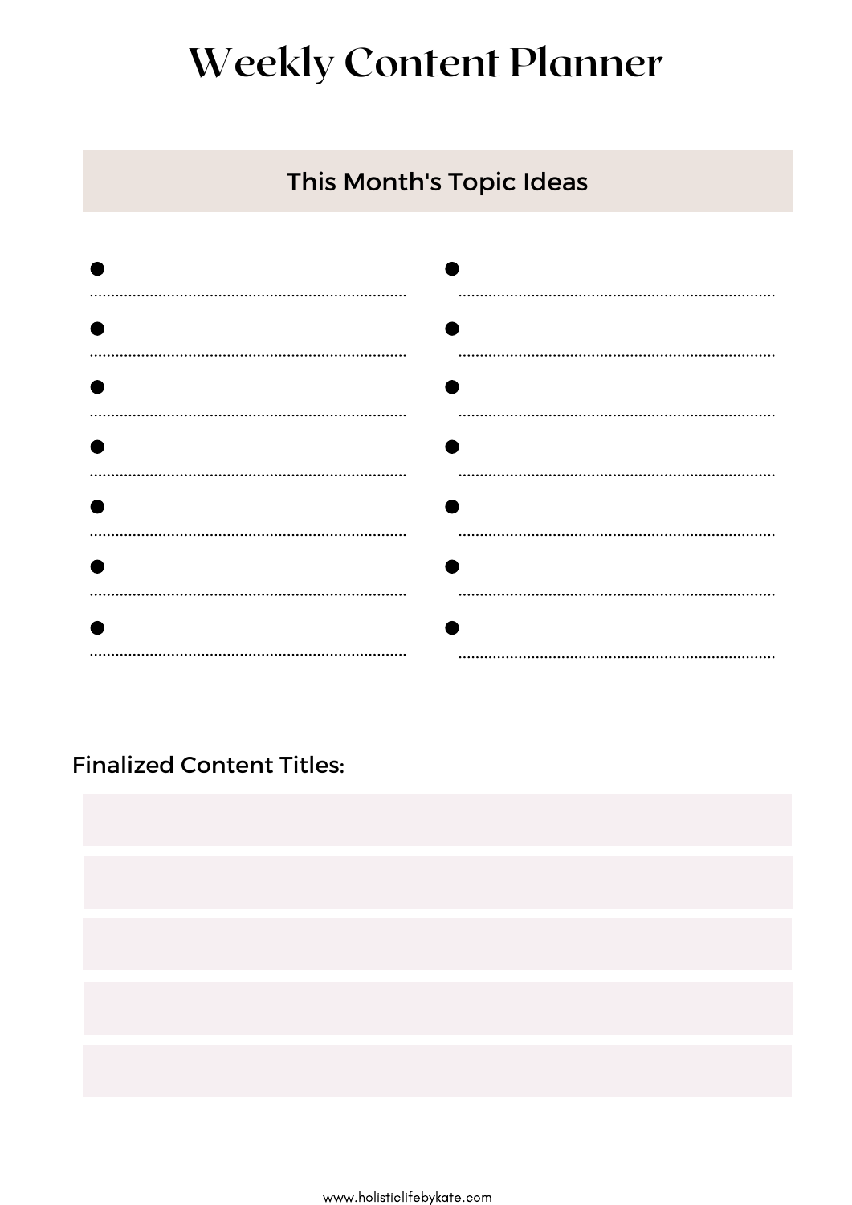# Weekly Content Planner

## This Month's Topic Ideas

- 
- 
- 
- 
- 
- 
- 
- 
- 
- 
- 
- 
- 
- 

**Finalized Content Titles:**

www.holisticlifebykate.com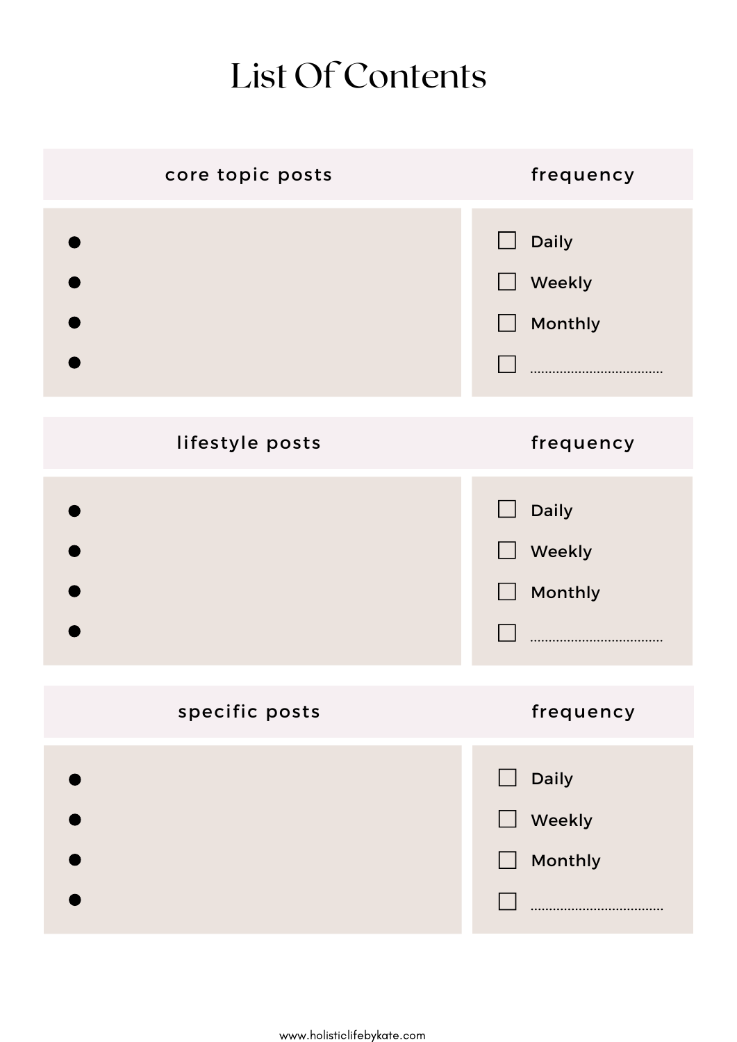# List Of Contents

| core topic posts | frequency |
|---|---|
| • | ☐ Daily |
| • | ☐ Weekly |
| • | ☐ Monthly |
| • | ☐ ................................... |

| lifestyle posts | frequency |
|---|---|
| • | ☐ Daily |
| • | ☐ Weekly |
| • | ☐ Monthly |
| • | ☐ ................................... |

| specific posts | frequency |
|---|---|
| • | ☐ Daily |
| • | ☐ Weekly |
| • | ☐ Monthly |
| • | ☐ ................................... |

www.holisticlifebykate.com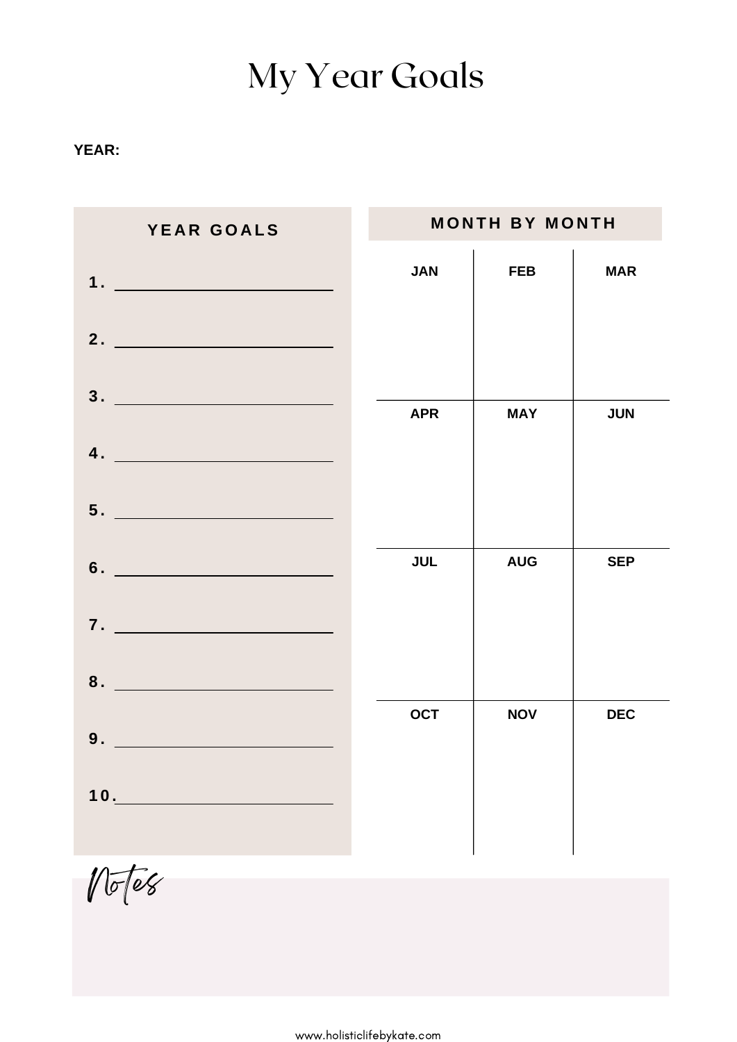# My Year Goals

**YEAR:**

## YEAR GOALS

1. \_\_\_\_\_\_\_\_\_\_\_\_\_\_\_\_\_\_\_\_
2. \_\_\_\_\_\_\_\_\_\_\_\_\_\_\_\_\_\_\_\_
3. \_\_\_\_\_\_\_\_\_\_\_\_\_\_\_\_\_\_\_\_
4. \_\_\_\_\_\_\_\_\_\_\_\_\_\_\_\_\_\_\_\_
5. \_\_\_\_\_\_\_\_\_\_\_\_\_\_\_\_\_\_\_\_
6. \_\_\_\_\_\_\_\_\_\_\_\_\_\_\_\_\_\_\_\_
7. \_\_\_\_\_\_\_\_\_\_\_\_\_\_\_\_\_\_\_\_
8. \_\_\_\_\_\_\_\_\_\_\_\_\_\_\_\_\_\_\_\_
9. \_\_\_\_\_\_\_\_\_\_\_\_\_\_\_\_\_\_\_\_
10. \_\_\_\_\_\_\_\_\_\_\_\_\_\_\_\_\_\_\_\_

## MONTH BY MONTH

| JAN | FEB | MAR |
|---|---|---|
| | | |
| **APR** | **MAY** | **JUN** |
| | | |
| **JUL** | **AUG** | **SEP** |
| | | |
| **OCT** | **NOV** | **DEC** |
| | | |

## Notes

www.holisticlifebykate.com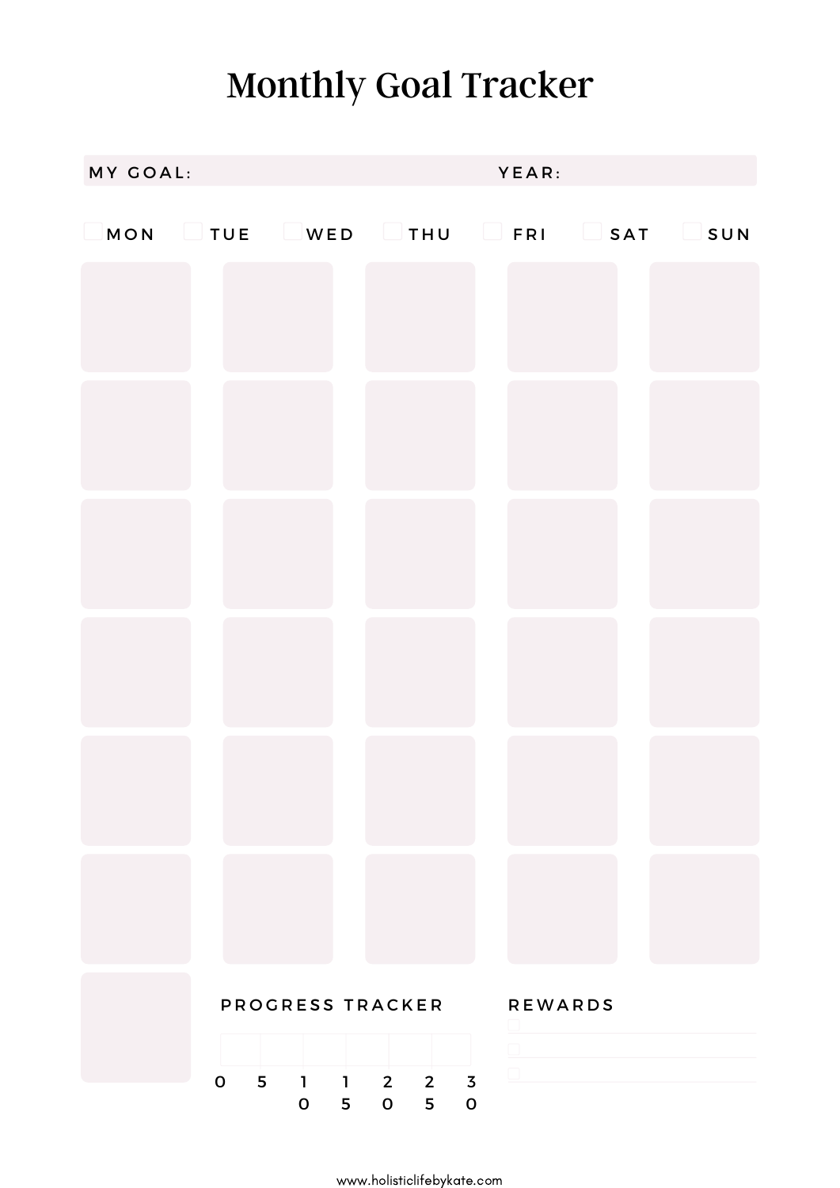# Monthly Goal Tracker

MY GOAL: YEAR:

☐ MON ☐ TUE ☐ WED ☐ THU ☐ FRI ☐ SAT ☐ SUN

PROGRESS TRACKER

0 5 10 15 20 25 30

REWARDS

☐

☐

☐

www.holisticlifebykate.com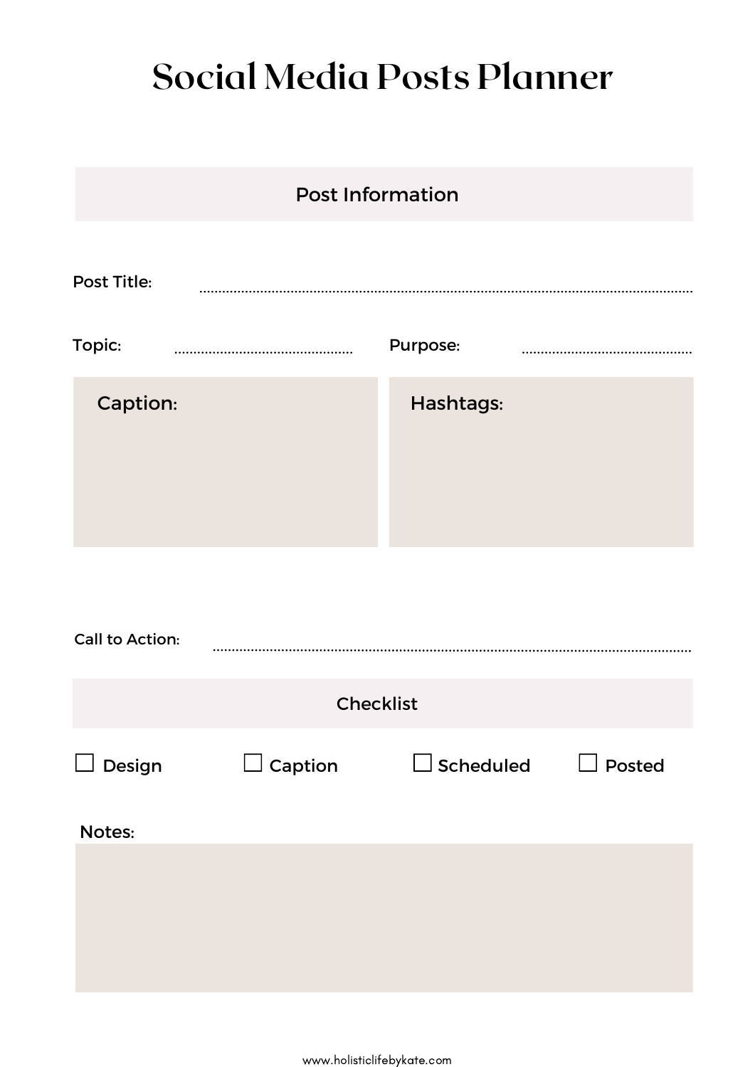# Social Media Posts Planner

## Post Information

Post Title: ..............................................................................................................

Topic: ..............................................

Purpose: ..............................................

**Caption:**

**Hashtags:**

Call to Action: ..............................................................................................................

## Checklist

- ☐ Design
- ☐ Caption
- ☐ Scheduled
- ☐ Posted

Notes:

www.holisticlifebykate.com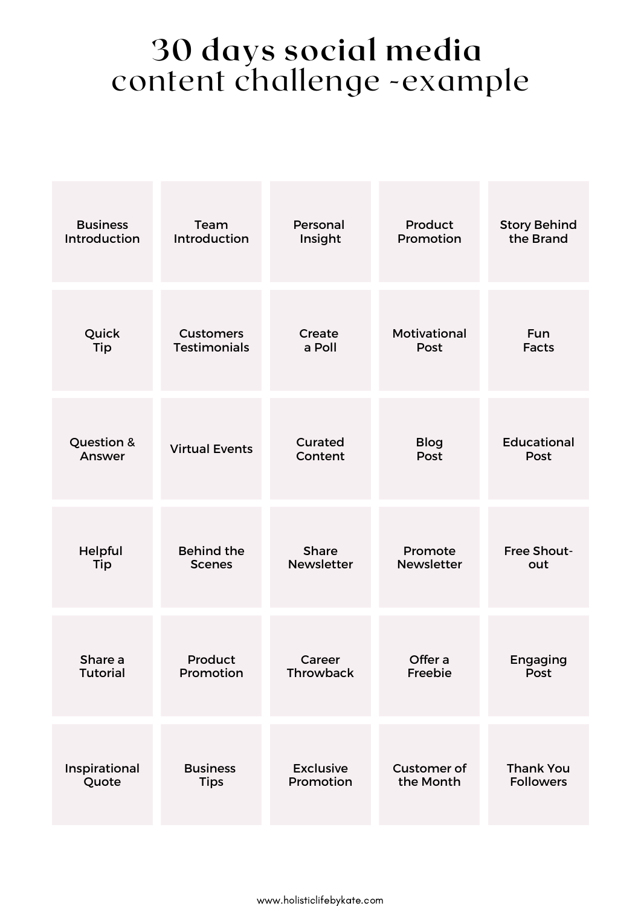# 30 days social media content challenge -example

| | | | | |
|---|---|---|---|---|
| Business Introduction | Team Introduction | Personal Insight | Product Promotion | Story Behind the Brand |
| Quick Tip | Customers Testimonials | Create a Poll | Motivational Post | Fun Facts |
| Question & Answer | Virtual Events | Curated Content | Blog Post | Educational Post |
| Helpful Tip | Behind the Scenes | Share Newsletter | Promote Newsletter | Free Shout-out |
| Share a Tutorial | Product Promotion | Career Throwback | Offer a Freebie | Engaging Post |
| Inspirational Quote | Business Tips | Exclusive Promotion | Customer of the Month | Thank You Followers |

www.holisticlifebykate.com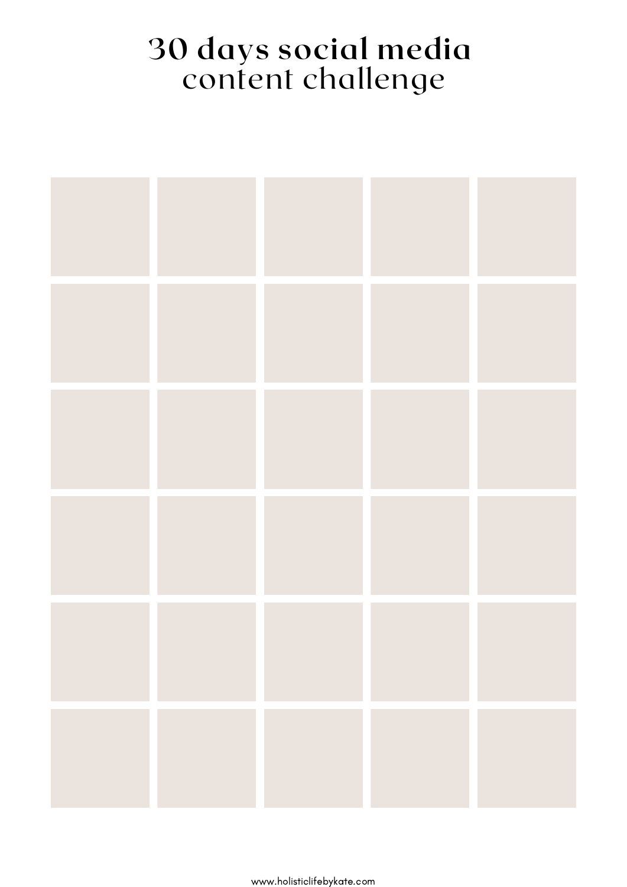# 30 days social media content challenge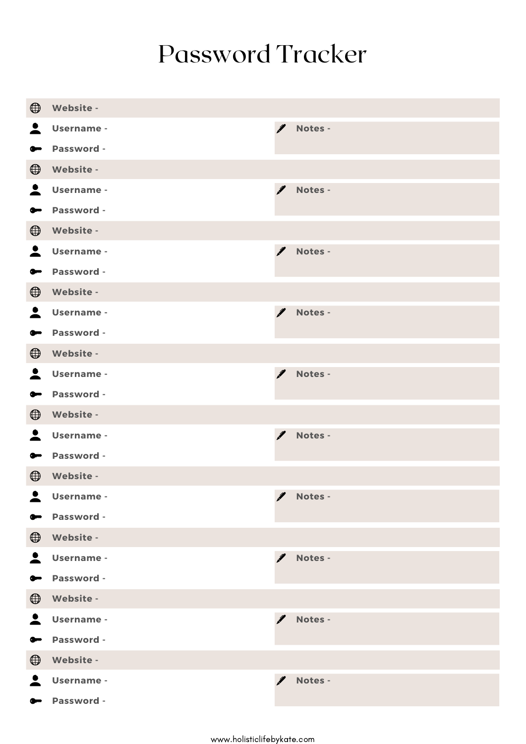# Password Tracker

**Website -**

**Username -**

**Password -**

**Notes -**

**Website -**

**Username -**

**Password -**

**Notes -**

**Website -**

**Username -**

**Password -**

**Notes -**

**Website -**

**Username -**

**Password -**

**Notes -**

**Website -**

**Username -**

**Password -**

**Notes -**

**Website -**

**Username -**

**Password -**

**Notes -**

**Website -**

**Username -**

**Password -**

**Notes -**

**Website -**

**Username -**

**Password -**

**Notes -**

**Website -**

**Username -**

**Password -**

**Notes -**

**Website -**

**Username -**

**Password -**

**Notes -**

www.holisticlifebykate.com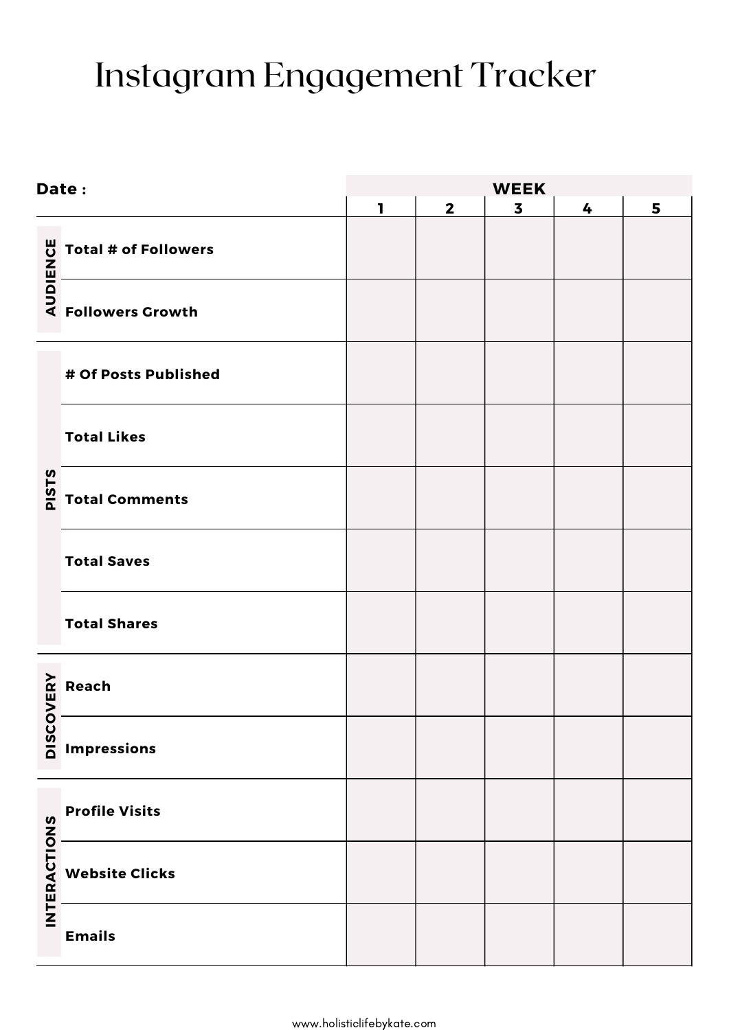# Instagram Engagement Tracker

| Date : | | WEEK | | | | |
|---|---|---|---|---|---|---|
| | | 1 | 2 | 3 | 4 | 5 |
| AUDIENCE | Total # of Followers | | | | | |
| | Followers Growth | | | | | |
| PISTS | # Of Posts Published | | | | | |
| | Total Likes | | | | | |
| | Total Comments | | | | | |
| | Total Saves | | | | | |
| | Total Shares | | | | | |
| DISCOVERY | Reach | | | | | |
| | Impressions | | | | | |
| INTERACTIONS | Profile Visits | | | | | |
| | Website Clicks | | | | | |
| | Emails | | | | | |

www.holisticlifebykate.com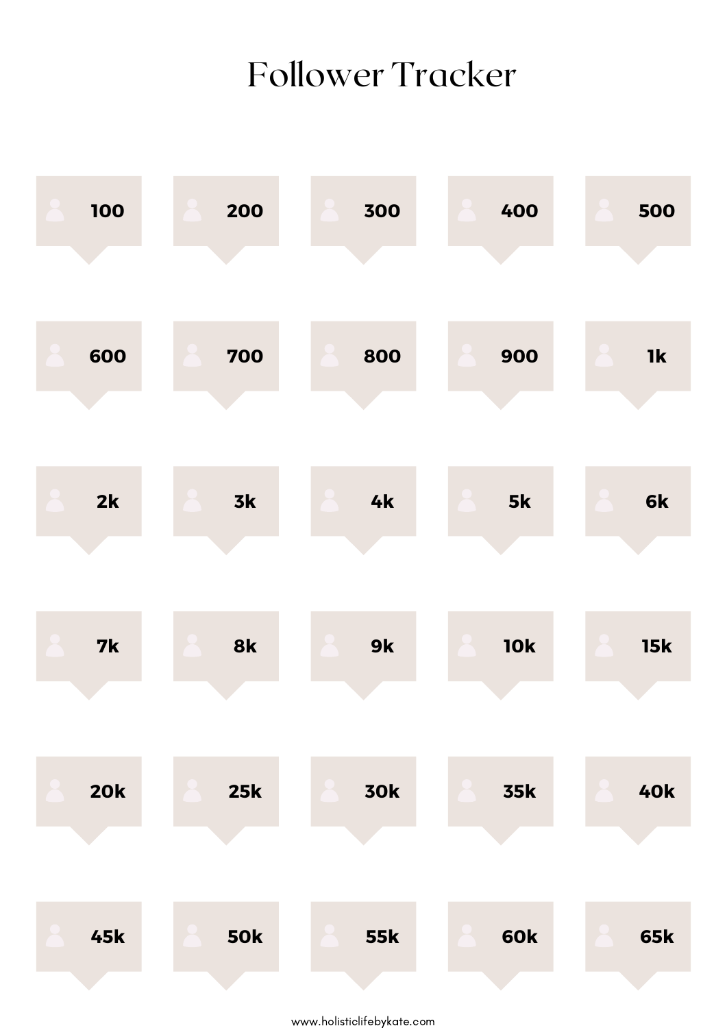# Follower Tracker

| | | | | |
|---|---|---|---|---|
| 100 | 200 | 300 | 400 | 500 |
| 600 | 700 | 800 | 900 | 1k |
| 2k | 3k | 4k | 5k | 6k |
| 7k | 8k | 9k | 10k | 15k |
| 20k | 25k | 30k | 35k | 40k |
| 45k | 50k | 55k | 60k | 65k |

www.holisticlifebykate.com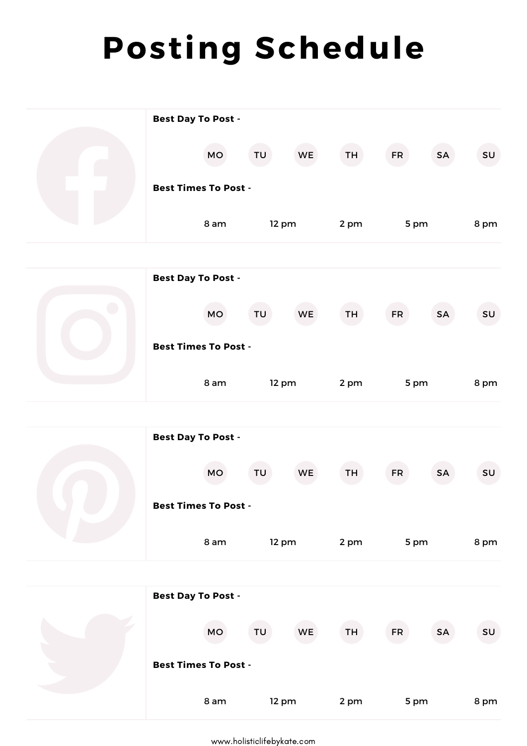# Posting Schedule

**Best Day To Post -**

MO TU WE TH FR SA SU

**Best Times To Post -**

8 am 12 pm 2 pm 5 pm 8 pm

**Best Day To Post -**

MO TU WE TH FR SA SU

**Best Times To Post -**

8 am 12 pm 2 pm 5 pm 8 pm

**Best Day To Post -**

MO TU WE TH FR SA SU

**Best Times To Post -**

8 am 12 pm 2 pm 5 pm 8 pm

**Best Day To Post -**

MO TU WE TH FR SA SU

**Best Times To Post -**

8 am 12 pm 2 pm 5 pm 8 pm

www.holisticlifebykate.com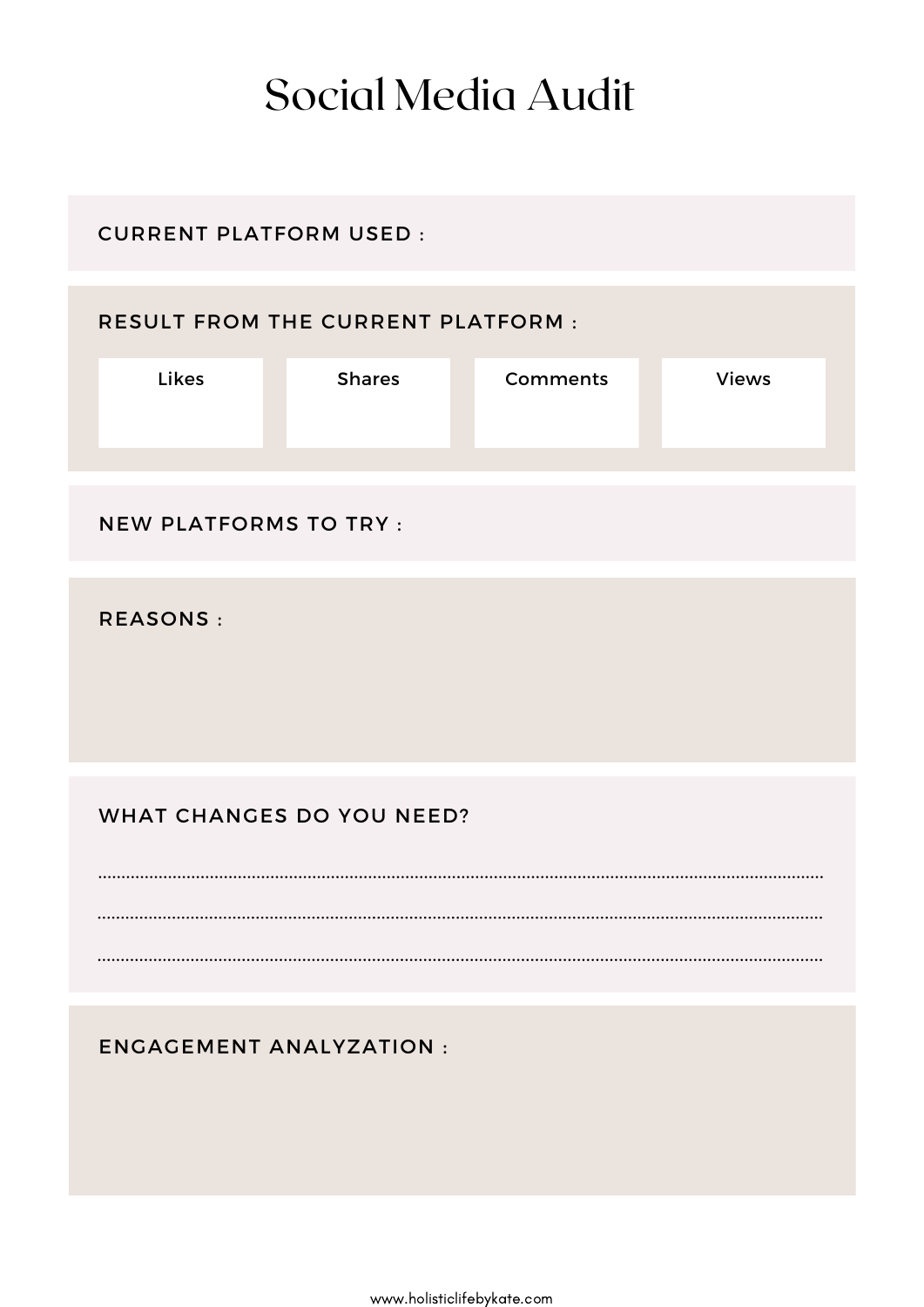# Social Media Audit

**CURRENT PLATFORM USED :**

**RESULT FROM THE CURRENT PLATFORM :**

| Likes | Shares | Comments | Views |
|---|---|---|---|
| | | | |

**NEW PLATFORMS TO TRY :**

**REASONS :**

**WHAT CHANGES DO YOU NEED?**

........................................................................................................................................................

........................................................................................................................................................

........................................................................................................................................................

**ENGAGEMENT ANALYZATION :**

www.holisticlifebykate.com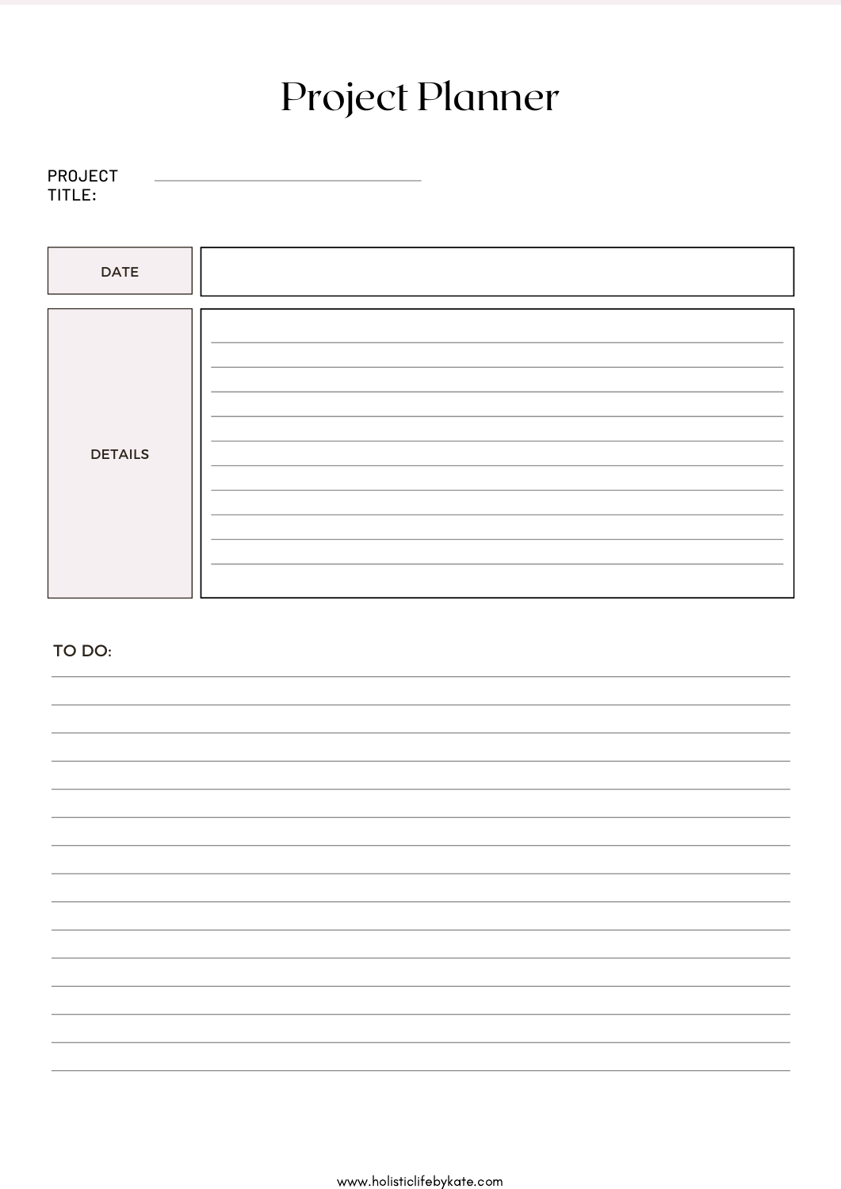# Project Planner

PROJECT TITLE: ______________________

| DATE | |
|---|---|
| DETAILS | |

TO DO: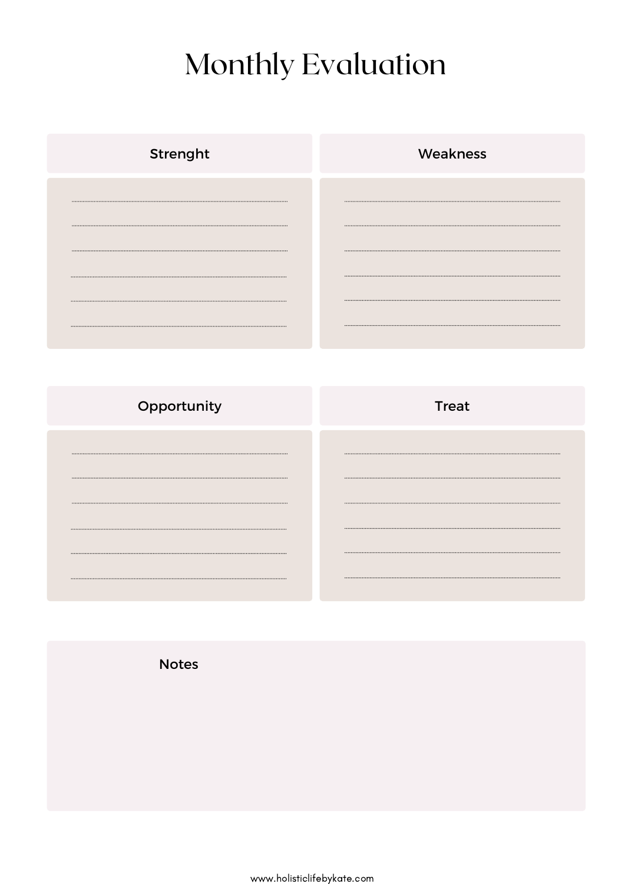# Monthly Evaluation

## Strenght

## Weakness

## Opportunity

## Treat

## Notes

www.holisticlifebykate.com